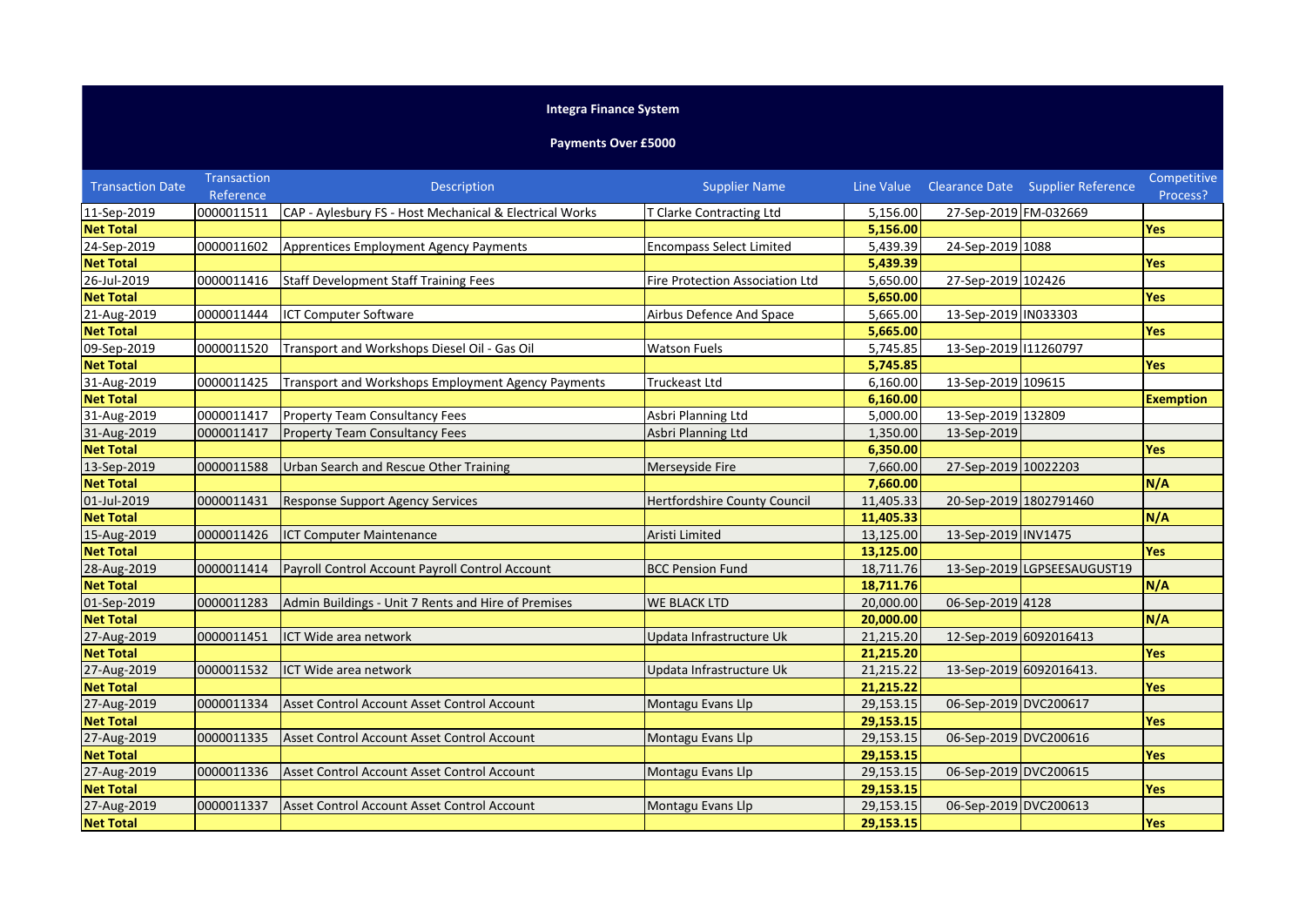**Integra Finance System**

**Payments Over £5000**

| Transaction Date | Transaction Reference | Description | Supplier Name | Line Value | Clearance Date | Supplier Reference | Competitive Process? |
|---|---|---|---|---|---|---|---|
| 11-Sep-2019 | 0000011511 | CAP - Aylesbury FS - Host Mechanical & Electrical Works | T Clarke Contracting Ltd | 5,156.00 | 27-Sep-2019 | FM-032669 | |
| **Net Total** | | | | **5,156.00** | | | **Yes** |
| 24-Sep-2019 | 0000011602 | Apprentices Employment Agency Payments | Encompass Select Limited | 5,439.39 | 24-Sep-2019 | 1088 | |
| **Net Total** | | | | **5,439.39** | | | **Yes** |
| 26-Jul-2019 | 0000011416 | Staff Development Staff Training Fees | Fire Protection Association Ltd | 5,650.00 | 27-Sep-2019 | 102426 | |
| **Net Total** | | | | **5,650.00** | | | **Yes** |
| 21-Aug-2019 | 0000011444 | ICT Computer Software | Airbus Defence And Space | 5,665.00 | 13-Sep-2019 | IN033303 | |
| **Net Total** | | | | **5,665.00** | | | **Yes** |
| 09-Sep-2019 | 0000011520 | Transport and Workshops Diesel Oil - Gas Oil | Watson Fuels | 5,745.85 | 13-Sep-2019 | I11260797 | |
| **Net Total** | | | | **5,745.85** | | | **Yes** |
| 31-Aug-2019 | 0000011425 | Transport and Workshops Employment Agency Payments | Truckeast Ltd | 6,160.00 | 13-Sep-2019 | 109615 | |
| **Net Total** | | | | **6,160.00** | | | **Exemption** |
| 31-Aug-2019 | 0000011417 | Property Team Consultancy Fees | Asbri Planning Ltd | 5,000.00 | 13-Sep-2019 | 132809 | |
| 31-Aug-2019 | 0000011417 | Property Team Consultancy Fees | Asbri Planning Ltd | 1,350.00 | 13-Sep-2019 | | |
| **Net Total** | | | | **6,350.00** | | | **Yes** |
| 13-Sep-2019 | 0000011588 | Urban Search and Rescue Other Training | Merseyside Fire | 7,660.00 | 27-Sep-2019 | 10022203 | |
| **Net Total** | | | | **7,660.00** | | | **N/A** |
| 01-Jul-2019 | 0000011431 | Response Support Agency Services | Hertfordshire County Council | 11,405.33 | 20-Sep-2019 | 1802791460 | |
| **Net Total** | | | | **11,405.33** | | | **N/A** |
| 15-Aug-2019 | 0000011426 | ICT Computer Maintenance | Aristi Limited | 13,125.00 | 13-Sep-2019 | INV1475 | |
| **Net Total** | | | | **13,125.00** | | | **Yes** |
| 28-Aug-2019 | 0000011414 | Payroll Control Account Payroll Control Account | BCC Pension Fund | 18,711.76 | 13-Sep-2019 | LGPSEESAUGUST19 | |
| **Net Total** | | | | **18,711.76** | | | **N/A** |
| 01-Sep-2019 | 0000011283 | Admin Buildings - Unit 7 Rents and Hire of Premises | WE BLACK LTD | 20,000.00 | 06-Sep-2019 | 4128 | |
| **Net Total** | | | | **20,000.00** | | | **N/A** |
| 27-Aug-2019 | 0000011451 | ICT Wide area network | Updata Infrastructure Uk | 21,215.20 | 12-Sep-2019 | 6092016413 | |
| **Net Total** | | | | **21,215.20** | | | **Yes** |
| 27-Aug-2019 | 0000011532 | ICT Wide area network | Updata Infrastructure Uk | 21,215.22 | 13-Sep-2019 | 6092016413. | |
| **Net Total** | | | | **21,215.22** | | | **Yes** |
| 27-Aug-2019 | 0000011334 | Asset Control Account Asset Control Account | Montagu Evans Llp | 29,153.15 | 06-Sep-2019 | DVC200617 | |
| **Net Total** | | | | **29,153.15** | | | **Yes** |
| 27-Aug-2019 | 0000011335 | Asset Control Account Asset Control Account | Montagu Evans Llp | 29,153.15 | 06-Sep-2019 | DVC200616 | |
| **Net Total** | | | | **29,153.15** | | | **Yes** |
| 27-Aug-2019 | 0000011336 | Asset Control Account Asset Control Account | Montagu Evans Llp | 29,153.15 | 06-Sep-2019 | DVC200615 | |
| **Net Total** | | | | **29,153.15** | | | **Yes** |
| 27-Aug-2019 | 0000011337 | Asset Control Account Asset Control Account | Montagu Evans Llp | 29,153.15 | 06-Sep-2019 | DVC200613 | |
| **Net Total** | | | | **29,153.15** | | | **Yes** |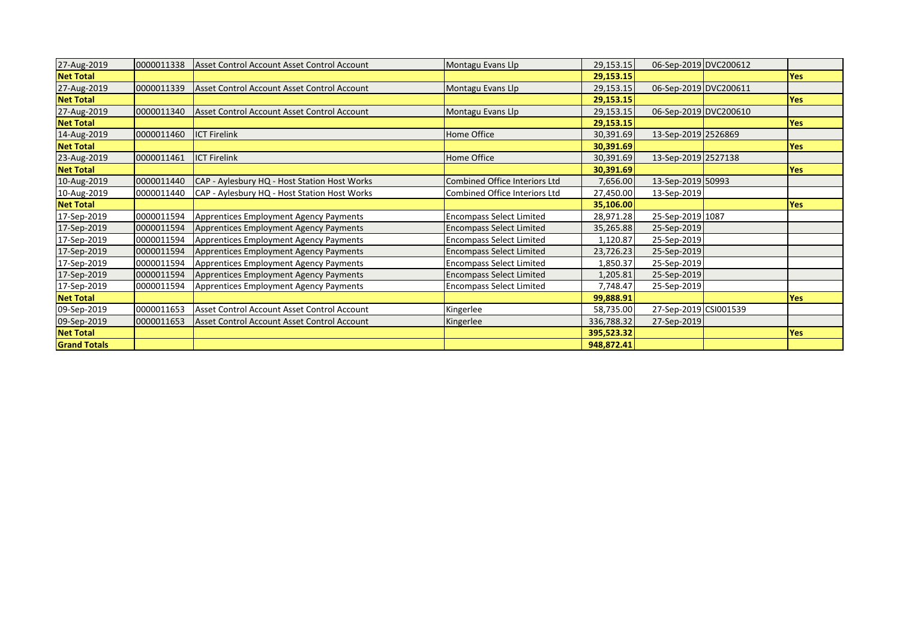| | | | | | | | |
|---|---|---|---|---|---|---|---|
| 27-Aug-2019 | 0000011338 | Asset Control Account Asset Control Account | Montagu Evans Llp | 29,153.15 | 06-Sep-2019 | DVC200612 | |
| **Net Total** | | | | **29,153.15** | | | **Yes** |
| 27-Aug-2019 | 0000011339 | Asset Control Account Asset Control Account | Montagu Evans Llp | 29,153.15 | 06-Sep-2019 | DVC200611 | |
| **Net Total** | | | | **29,153.15** | | | **Yes** |
| 27-Aug-2019 | 0000011340 | Asset Control Account Asset Control Account | Montagu Evans Llp | 29,153.15 | 06-Sep-2019 | DVC200610 | |
| **Net Total** | | | | **29,153.15** | | | **Yes** |
| 14-Aug-2019 | 0000011460 | ICT Firelink | Home Office | 30,391.69 | 13-Sep-2019 | 2526869 | |
| **Net Total** | | | | **30,391.69** | | | **Yes** |
| 23-Aug-2019 | 0000011461 | ICT Firelink | Home Office | 30,391.69 | 13-Sep-2019 | 2527138 | |
| **Net Total** | | | | **30,391.69** | | | **Yes** |
| 10-Aug-2019 | 0000011440 | CAP - Aylesbury HQ - Host Station Host Works | Combined Office Interiors Ltd | 7,656.00 | 13-Sep-2019 | 50993 | |
| 10-Aug-2019 | 0000011440 | CAP - Aylesbury HQ - Host Station Host Works | Combined Office Interiors Ltd | 27,450.00 | 13-Sep-2019 | | |
| **Net Total** | | | | **35,106.00** | | | **Yes** |
| 17-Sep-2019 | 0000011594 | Apprentices Employment Agency Payments | Encompass Select Limited | 28,971.28 | 25-Sep-2019 | 1087 | |
| 17-Sep-2019 | 0000011594 | Apprentices Employment Agency Payments | Encompass Select Limited | 35,265.88 | 25-Sep-2019 | | |
| 17-Sep-2019 | 0000011594 | Apprentices Employment Agency Payments | Encompass Select Limited | 1,120.87 | 25-Sep-2019 | | |
| 17-Sep-2019 | 0000011594 | Apprentices Employment Agency Payments | Encompass Select Limited | 23,726.23 | 25-Sep-2019 | | |
| 17-Sep-2019 | 0000011594 | Apprentices Employment Agency Payments | Encompass Select Limited | 1,850.37 | 25-Sep-2019 | | |
| 17-Sep-2019 | 0000011594 | Apprentices Employment Agency Payments | Encompass Select Limited | 1,205.81 | 25-Sep-2019 | | |
| 17-Sep-2019 | 0000011594 | Apprentices Employment Agency Payments | Encompass Select Limited | 7,748.47 | 25-Sep-2019 | | |
| **Net Total** | | | | **99,888.91** | | | **Yes** |
| 09-Sep-2019 | 0000011653 | Asset Control Account Asset Control Account | Kingerlee | 58,735.00 | 27-Sep-2019 | CSI001539 | |
| 09-Sep-2019 | 0000011653 | Asset Control Account Asset Control Account | Kingerlee | 336,788.32 | 27-Sep-2019 | | |
| **Net Total** | | | | **395,523.32** | | | **Yes** |
| **Grand Totals** | | | | **948,872.41** | | | |